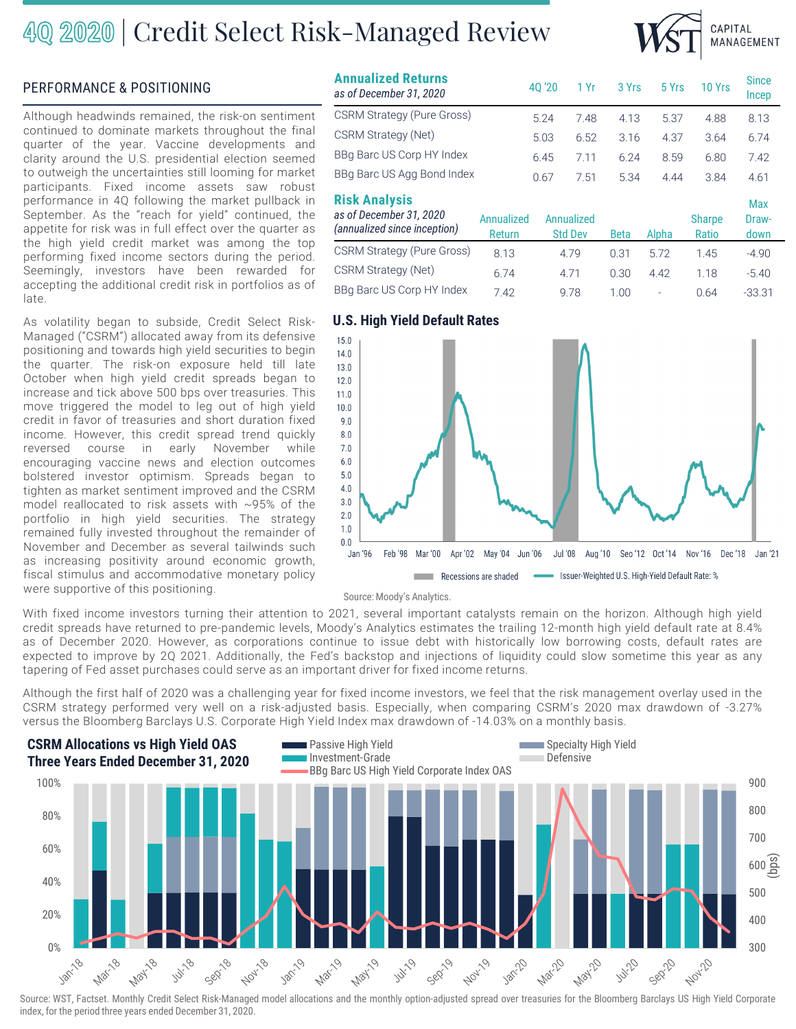# 4Q 2020 | Credit Select Risk-Managed Review

WST CAPITAL MANAGEMENT

## PERFORMANCE & POSITIONING

Although headwinds remained, the risk-on sentiment continued to dominate markets throughout the final quarter of the year. Vaccine developments and clarity around the U.S. presidential election seemed to outweigh the uncertainties still looming for market participants. Fixed income assets saw robust performance in 4Q following the market pullback in September. As the "reach for yield" continued, the appetite for risk was in full effect over the quarter as the high yield credit market was among the top performing fixed income sectors during the period. Seemingly, investors have been rewarded for accepting the additional credit risk in portfolios as of late.

As volatility began to subside, Credit Select Risk-Managed ("CSRM") allocated away from its defensive positioning and towards high yield securities to begin the quarter. The risk-on exposure held till late October when high yield credit spreads began to increase and tick above 500 bps over treasuries. This move triggered the model to leg out of high yield credit in favor of treasuries and short duration fixed income. However, this credit spread trend quickly reversed course in early November while encouraging vaccine news and election outcomes bolstered investor optimism. Spreads began to tighten as market sentiment improved and the CSRM model reallocated to risk assets with ~95% of the portfolio in high yield securities. The strategy remained fully invested throughout the remainder of November and December as several tailwinds such as increasing positivity around economic growth, fiscal stimulus and accommodative monetary policy were supportive of this positioning.

### Annualized Returns

*as of December 31, 2020*

| | 4Q '20 | 1 Yr | 3 Yrs | 5 Yrs | 10 Yrs | Since Incep |
|---|---|---|---|---|---|---|
| CSRM Strategy (Pure Gross) | 5.24 | 7.48 | 4.13 | 5.37 | 4.88 | 8.13 |
| CSRM Strategy (Net) | 5.03 | 6.52 | 3.16 | 4.37 | 3.64 | 6.74 |
| BBg Barc US Corp HY Index | 6.45 | 7.11 | 6.24 | 8.59 | 6.80 | 7.42 |
| BBg Barc US Agg Bond Index | 0.67 | 7.51 | 5.34 | 4.44 | 3.84 | 4.61 |

### Risk Analysis

*as of December 31, 2020 (annualized since inception)*

| | Annualized Return | Annualized Std Dev | Beta | Alpha | Sharpe Ratio | Max Draw-down |
|---|---|---|---|---|---|---|
| CSRM Strategy (Pure Gross) | 8.13 | 4.79 | 0.31 | 5.72 | 1.45 | -4.90 |
| CSRM Strategy (Net) | 6.74 | 4.71 | 0.30 | 4.42 | 1.18 | -5.40 |
| BBg Barc US Corp HY Index | 7.42 | 9.78 | 1.00 | - | 0.64 | -33.31 |

### U.S. High Yield Default Rates

Recessions are shaded — Issuer-Weighted U.S. High-Yield Default Rate: %

Source: Moody's Analytics.

With fixed income investors turning their attention to 2021, several important catalysts remain on the horizon. Although high yield credit spreads have returned to pre-pandemic levels, Moody's Analytics estimates the trailing 12-month high yield default rate at 8.4% as of December 2020. However, as corporations continue to issue debt with historically low borrowing costs, default rates are expected to improve by 2Q 2021. Additionally, the Fed's backstop and injections of liquidity could slow sometime this year as any tapering of Fed asset purchases could serve as an important driver for fixed income returns.

Although the first half of 2020 was a challenging year for fixed income investors, we feel that the risk management overlay used in the CSRM strategy performed very well on a risk-adjusted basis. Especially, when comparing CSRM's 2020 max drawdown of -3.27% versus the Bloomberg Barclays U.S. Corporate High Yield Index max drawdown of -14.03% on a monthly basis.

### CSRM Allocations vs High Yield OAS Three Years Ended December 31, 2020

Passive High Yield — Specialty High Yield — Investment-Grade — Defensive — BBg Barc US High Yield Corporate Index OAS

Source: WST, Factset. Monthly Credit Select Risk-Managed model allocations and the monthly option-adjusted spread over treasuries for the Bloomberg Barclays US High Yield Corporate index, for the period three years ended December 31, 2020.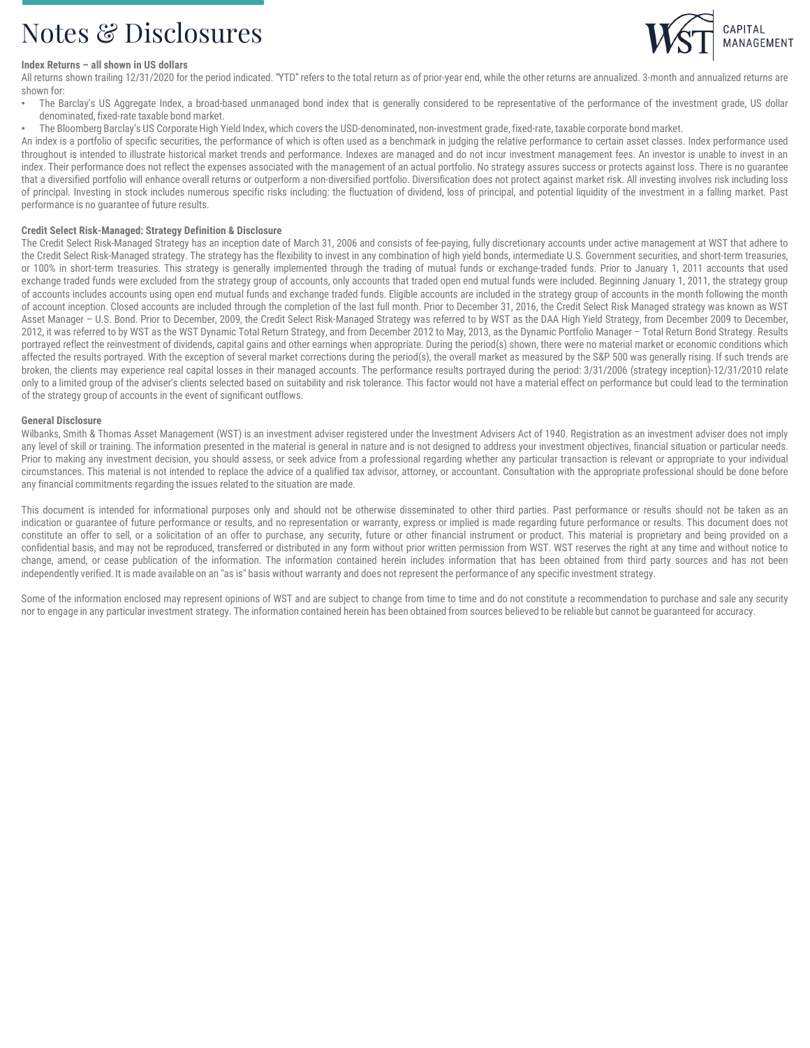// Notes & Disclosures

**Index Returns – all shown in US dollars**

All returns shown trailing 12/31/2020 for the period indicated. "YTD" refers to the total return as of prior-year end, while the other returns are annualized. 3-month and annualized returns are shown for:

- The Barclay's US Aggregate Index, a broad-based unmanaged bond index that is generally considered to be representative of the performance of the investment grade, US dollar denominated, fixed-rate taxable bond market.
- The Bloomberg Barclay's US Corporate High Yield Index, which covers the USD-denominated, non-investment grade, fixed-rate, taxable corporate bond market.

An index is a portfolio of specific securities, the performance of which is often used as a benchmark in judging the relative performance to certain asset classes. Index performance used throughout is intended to illustrate historical market trends and performance. Indexes are managed and do not incur investment management fees. An investor is unable to invest in an index. Their performance does not reflect the expenses associated with the management of an actual portfolio. No strategy assures success or protects against loss. There is no guarantee that a diversified portfolio will enhance overall returns or outperform a non-diversified portfolio. Diversification does not protect against market risk. All investing involves risk including loss of principal. Investing in stock includes numerous specific risks including: the fluctuation of dividend, loss of principal, and potential liquidity of the investment in a falling market. Past performance is no guarantee of future results.

**Credit Select Risk-Managed: Strategy Definition & Disclosure**

The Credit Select Risk-Managed Strategy has an inception date of March 31, 2006 and consists of fee-paying, fully discretionary accounts under active management at WST that adhere to the Credit Select Risk-Managed strategy. The strategy has the flexibility to invest in any combination of high yield bonds, intermediate U.S. Government securities, and short-term treasuries, or 100% in short-term treasuries. This strategy is generally implemented through the trading of mutual funds or exchange-traded funds. Prior to January 1, 2011 accounts that used exchange traded funds were excluded from the strategy group of accounts, only accounts that traded open end mutual funds were included. Beginning January 1, 2011, the strategy group of accounts includes accounts using open end mutual funds and exchange traded funds. Eligible accounts are included in the strategy group of accounts in the month following the month of account inception. Closed accounts are included through the completion of the last full month. Prior to December 31, 2016, the Credit Select Risk Managed strategy was known as WST Asset Manager – U.S. Bond. Prior to December, 2009, the Credit Select Risk-Managed Strategy was referred to by WST as the DAA High Yield Strategy, from December 2009 to December, 2012, it was referred to by WST as the WST Dynamic Total Return Strategy, and from December 2012 to May, 2013, as the Dynamic Portfolio Manager – Total Return Bond Strategy. Results portrayed reflect the reinvestment of dividends, capital gains and other earnings when appropriate. During the period(s) shown, there were no material market or economic conditions which affected the results portrayed. With the exception of several market corrections during the period(s), the overall market as measured by the S&P 500 was generally rising. If such trends are broken, the clients may experience real capital losses in their managed accounts. The performance results portrayed during the period: 3/31/2006 (strategy inception)-12/31/2010 relate only to a limited group of the adviser's clients selected based on suitability and risk tolerance. This factor would not have a material effect on performance but could lead to the termination of the strategy group of accounts in the event of significant outflows.

**General Disclosure**

Wilbanks, Smith & Thomas Asset Management (WST) is an investment adviser registered under the Investment Advisers Act of 1940. Registration as an investment adviser does not imply any level of skill or training. The information presented in the material is general in nature and is not designed to address your investment objectives, financial situation or particular needs. Prior to making any investment decision, you should assess, or seek advice from a professional regarding whether any particular transaction is relevant or appropriate to your individual circumstances. This material is not intended to replace the advice of a qualified tax advisor, attorney, or accountant. Consultation with the appropriate professional should be done before any financial commitments regarding the issues related to the situation are made.

This document is intended for informational purposes only and should not be otherwise disseminated to other third parties. Past performance or results should not be taken as an indication or guarantee of future performance or results, and no representation or warranty, express or implied is made regarding future performance or results. This document does not constitute an offer to sell, or a solicitation of an offer to purchase, any security, future or other financial instrument or product. This material is proprietary and being provided on a confidential basis, and may not be reproduced, transferred or distributed in any form without prior written permission from WST. WST reserves the right at any time and without notice to change, amend, or cease publication of the information. The information contained herein includes information that has been obtained from third party sources and has not been independently verified. It is made available on an "as is" basis without warranty and does not represent the performance of any specific investment strategy.

Some of the information enclosed may represent opinions of WST and are subject to change from time to time and do not constitute a recommendation to purchase and sale any security nor to engage in any particular investment strategy. The information contained herein has been obtained from sources believed to be reliable but cannot be guaranteed for accuracy.